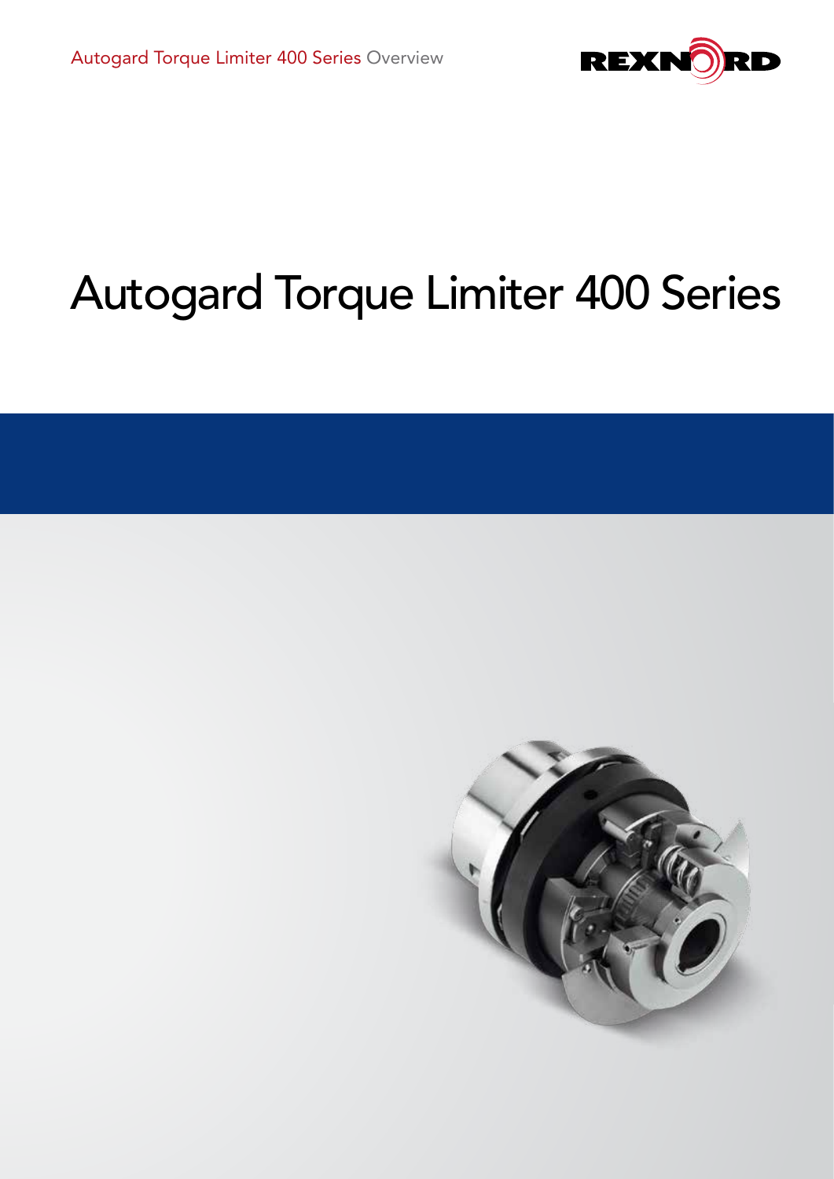# Autogard Torque Limiter 400 Series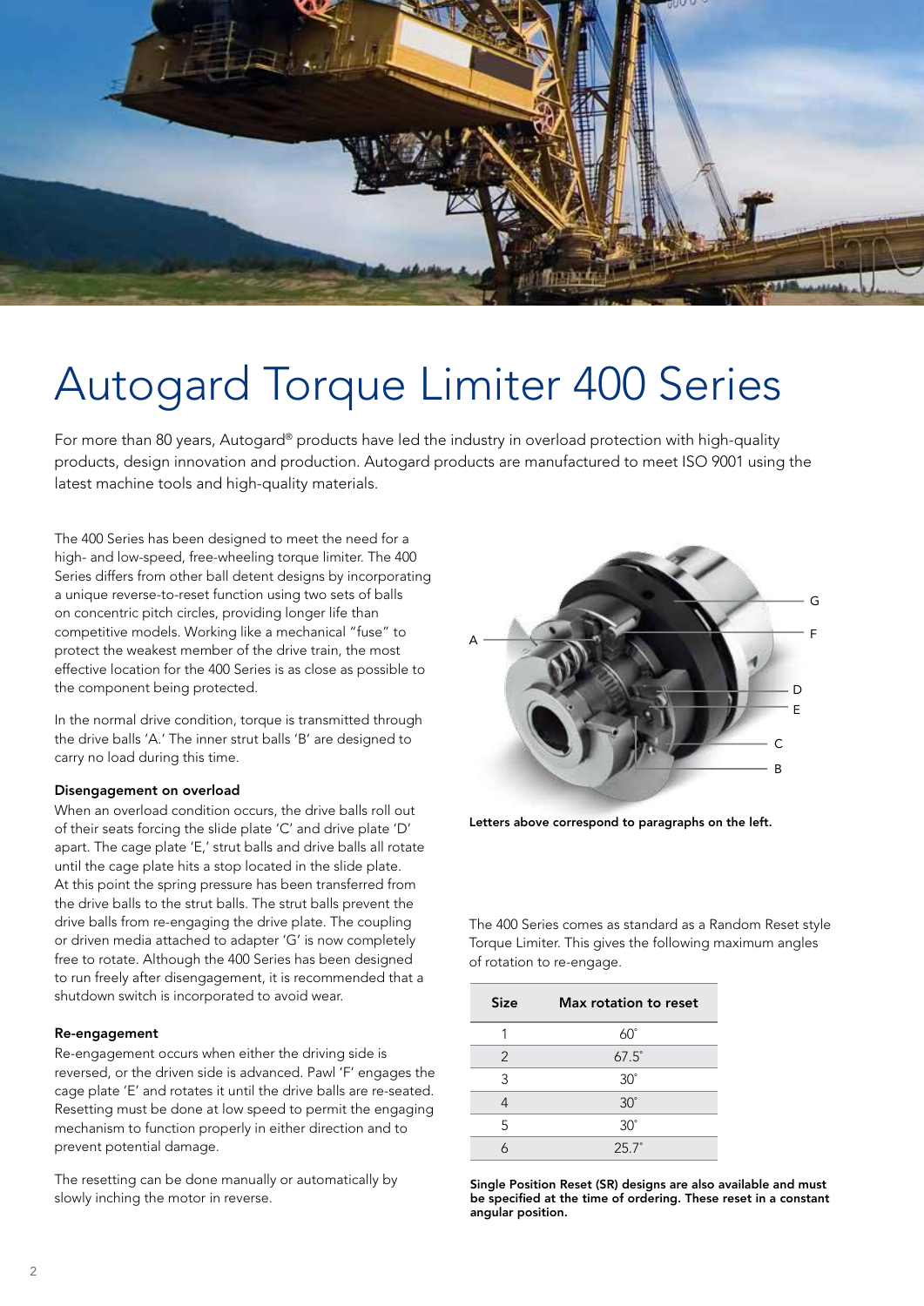# Autogard Torque Limiter 400 Series

For more than 80 years, Autogard® products have led the industry in overload protection with high-quality products, design innovation and production. Autogard products are manufactured to meet ISO 9001 using the latest machine tools and high-quality materials.

The 400 Series has been designed to meet the need for a high- and low-speed, free-wheeling torque limiter. The 400 Series differs from other ball detent designs by incorporating a unique reverse-to-reset function using two sets of balls on concentric pitch circles, providing longer life than competitive models. Working like a mechanical "fuse" to protect the weakest member of the drive train, the most effective location for the 400 Series is as close as possible to the component being protected.

In the normal drive condition, torque is transmitted through the drive balls 'A.' The inner strut balls 'B' are designed to carry no load during this time.

**Disengagement on overload**

When an overload condition occurs, the drive balls roll out of their seats forcing the slide plate 'C' and drive plate 'D' apart. The cage plate 'E,' strut balls and drive balls all rotate until the cage plate hits a stop located in the slide plate. At this point the spring pressure has been transferred from the drive balls to the strut balls. The strut balls prevent the drive balls from re-engaging the drive plate. The coupling or driven media attached to adapter 'G' is now completely free to rotate. Although the 400 Series has been designed to run freely after disengagement, it is recommended that a shutdown switch is incorporated to avoid wear.

**Re-engagement**

Re-engagement occurs when either the driving side is reversed, or the driven side is advanced. Pawl 'F' engages the cage plate 'E' and rotates it until the drive balls are re-seated. Resetting must be done at low speed to permit the engaging mechanism to function properly in either direction and to prevent potential damage.

The resetting can be done manually or automatically by slowly inching the motor in reverse.

A
G
F
D
E
C
B

**Letters above correspond to paragraphs on the left.**

The 400 Series comes as standard as a Random Reset style Torque Limiter. This gives the following maximum angles of rotation to re-engage.

| Size | Max rotation to reset |
|---|---|
| 1 | 60° |
| 2 | 67.5° |
| 3 | 30° |
| 4 | 30° |
| 5 | 30° |
| 6 | 25.7° |

**Single Position Reset (SR) designs are also available and must be specified at the time of ordering. These reset in a constant angular position.**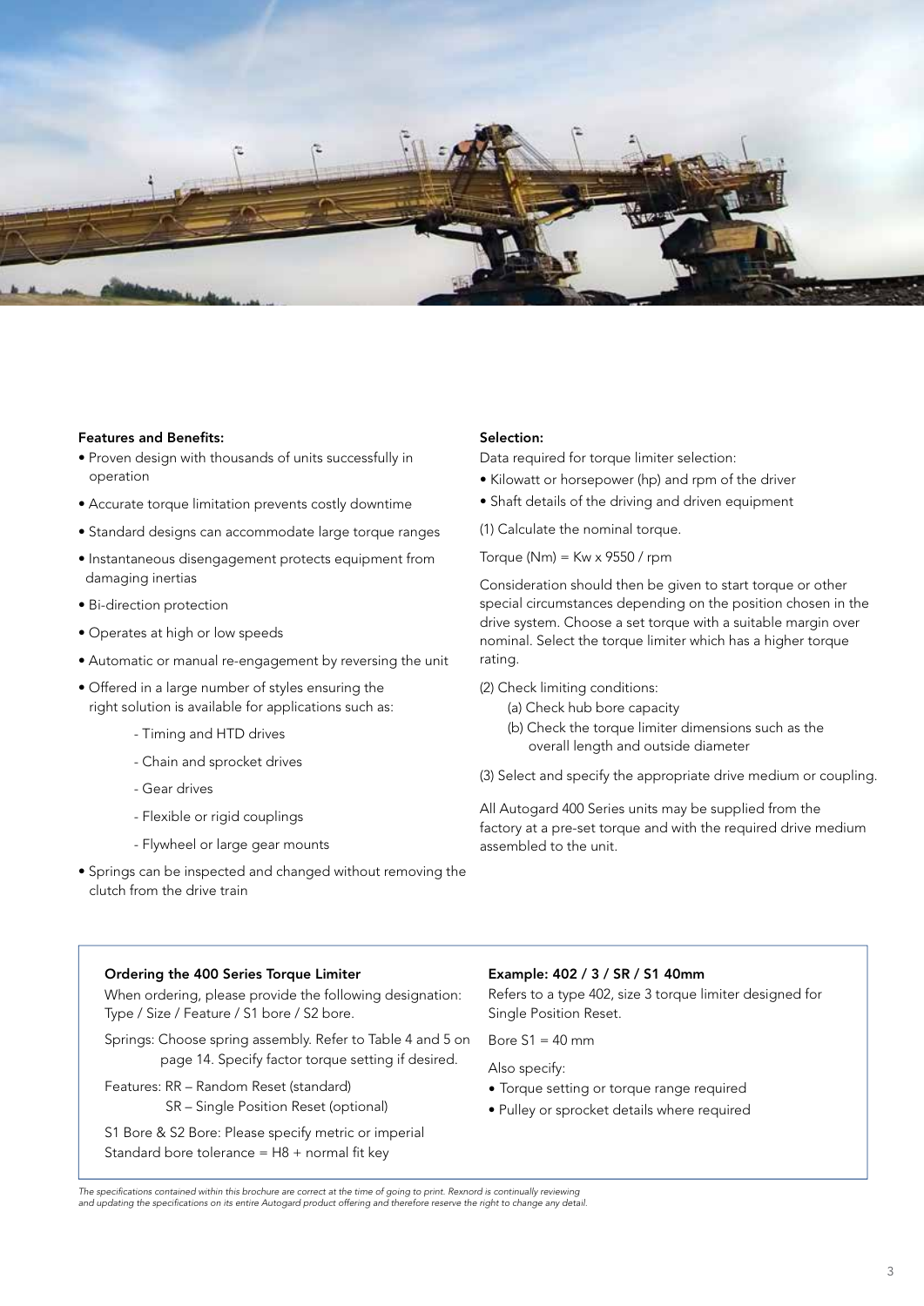## Features and Benefits:

- Proven design with thousands of units successfully in operation
- Accurate torque limitation prevents costly downtime
- Standard designs can accommodate large torque ranges
- Instantaneous disengagement protects equipment from damaging inertias
- Bi-direction protection
- Operates at high or low speeds
- Automatic or manual re-engagement by reversing the unit
- Offered in a large number of styles ensuring the right solution is available for applications such as:
  - Timing and HTD drives
  - Chain and sprocket drives
  - Gear drives
  - Flexible or rigid couplings
  - Flywheel or large gear mounts
- Springs can be inspected and changed without removing the clutch from the drive train

## Selection:

Data required for torque limiter selection:

- Kilowatt or horsepower (hp) and rpm of the driver
- Shaft details of the driving and driven equipment

(1) Calculate the nominal torque.

Torque (Nm) = Kw x 9550 / rpm

Consideration should then be given to start torque or other special circumstances depending on the position chosen in the drive system. Choose a set torque with a suitable margin over nominal. Select the torque limiter which has a higher torque rating.

(2) Check limiting conditions:

(a) Check hub bore capacity

(b) Check the torque limiter dimensions such as the overall length and outside diameter

(3) Select and specify the appropriate drive medium or coupling.

All Autogard 400 Series units may be supplied from the factory at a pre-set torque and with the required drive medium assembled to the unit.

### Ordering the 400 Series Torque Limiter

When ordering, please provide the following designation: Type / Size / Feature / S1 bore / S2 bore.

Springs: Choose spring assembly. Refer to Table 4 and 5 on page 14. Specify factor torque setting if desired.

Features: RR – Random Reset (standard)
SR – Single Position Reset (optional)

S1 Bore & S2 Bore: Please specify metric or imperial
Standard bore tolerance = H8 + normal fit key

### Example: 402 / 3 / SR / S1 40mm

Refers to a type 402, size 3 torque limiter designed for Single Position Reset.

Bore S1 = 40 mm

Also specify:

- Torque setting or torque range required
- Pulley or sprocket details where required

*The specifications contained within this brochure are correct at the time of going to print. Rexnord is continually reviewing and updating the specifications on its entire Autogard product offering and therefore reserve the right to change any detail.*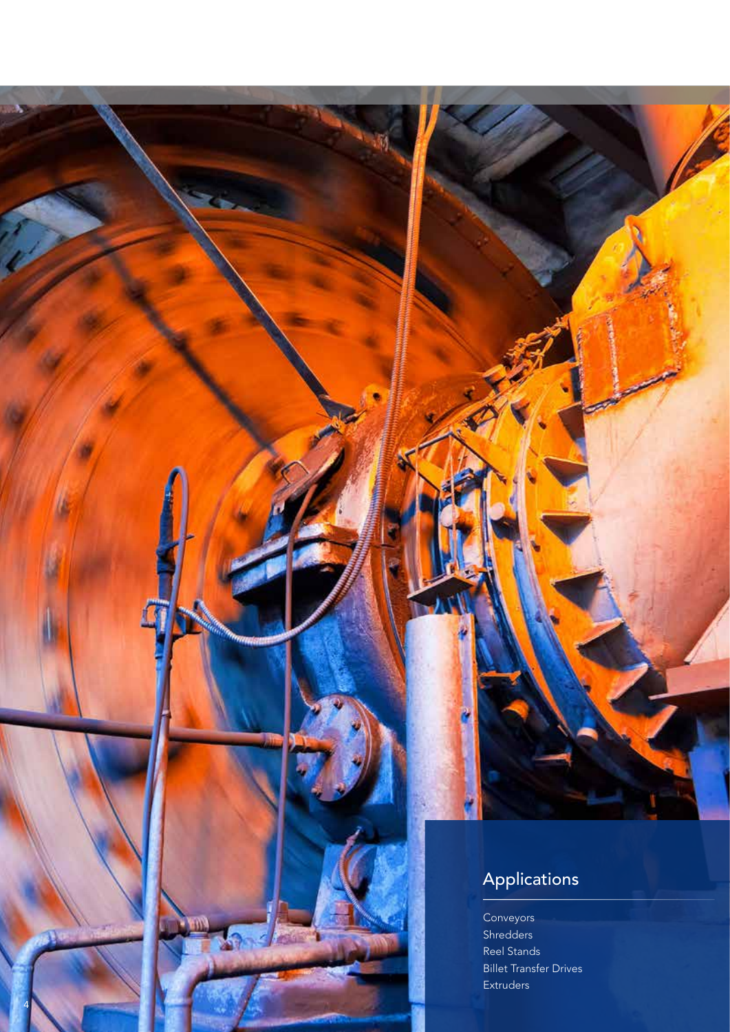## Applications

- Conveyors
- Shredders
- Reel Stands
- Billet Transfer Drives
- Extruders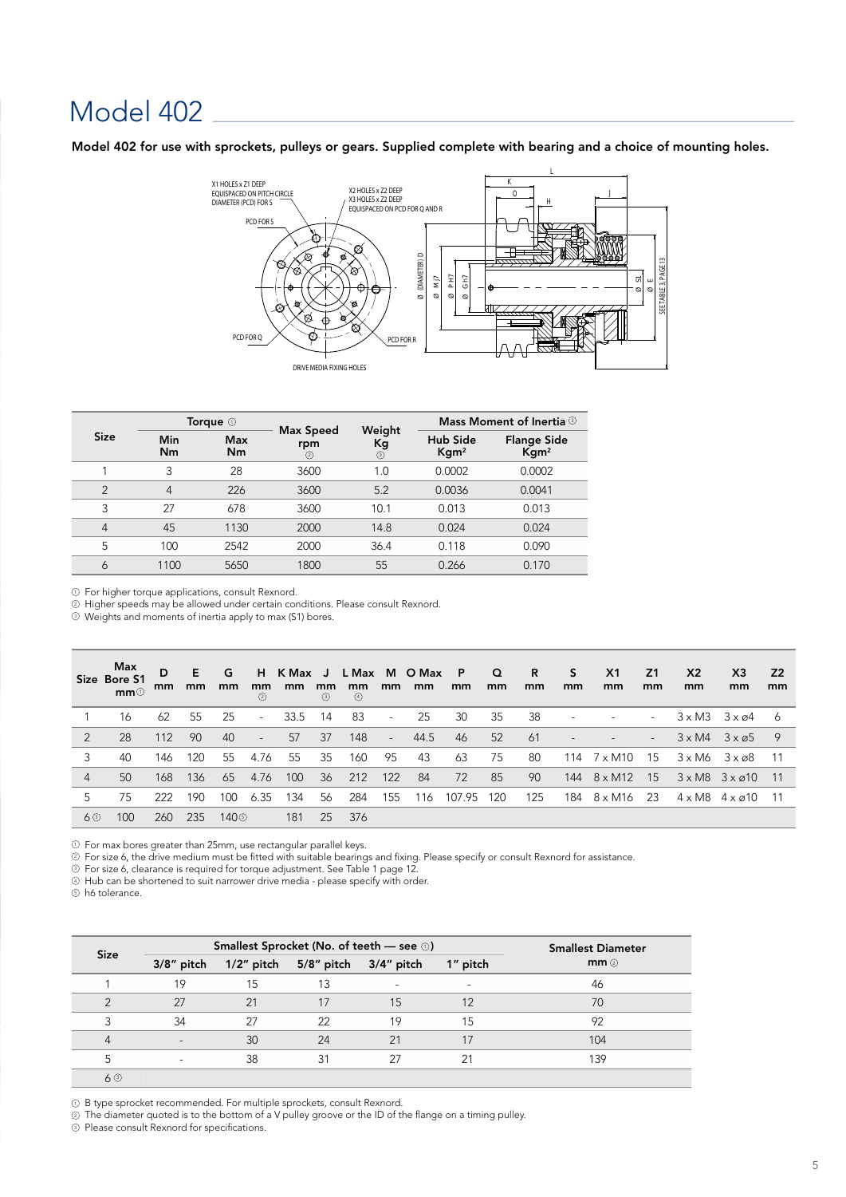# Model 402

**Model 402 for use with sprockets, pulleys or gears. Supplied complete with bearing and a choice of mounting holes.**

X1 HOLES x Z1 DEEP EQUISPACED ON PITCH CIRCLE DIAMETER (PCD) FOR S

X2 HOLES x Z2 DEEP
X3 HOLES x Z2 DEEP
EQUISPACED ON PCD FOR Q AND R

PCD FOR S

PCD FOR Q

PCD FOR R

DRIVE MEDIA FIXING HOLES

SEE TABLE 3, PAGE 13

| Size | Torque ① | | Max Speed rpm ② | Weight Kg ③ | Mass Moment of Inertia ③ | |
|---|---|---|---|---|---|---|
| | Min Nm | Max Nm | | | Hub Side Kgm² | Flange Side Kgm² |
| 1 | 3 | 28 | 3600 | 1.0 | 0.0002 | 0.0002 |
| 2 | 4 | 226 | 3600 | 5.2 | 0.0036 | 0.0041 |
| 3 | 27 | 678 | 3600 | 10.1 | 0.013 | 0.013 |
| 4 | 45 | 1130 | 2000 | 14.8 | 0.024 | 0.024 |
| 5 | 100 | 2542 | 2000 | 36.4 | 0.118 | 0.090 |
| 6 | 1100 | 5650 | 1800 | 55 | 0.266 | 0.170 |

① For higher torque applications, consult Rexnord.
② Higher speeds may be allowed under certain conditions. Please consult Rexnord.
③ Weights and moments of inertia apply to max (S1) bores.

| Size | Max Bore S1 mm① | D mm | E mm | G mm | H mm ② | K Max mm | J mm ③ | L Max mm ④ | M mm | O Max mm | P mm | Q mm | R mm | S mm | X1 mm | Z1 mm | X2 mm | X3 mm | Z2 mm |
|---|---|---|---|---|---|---|---|---|---|---|---|---|---|---|---|---|---|---|---|
| 1 | 16 | 62 | 55 | 25 | - | 33.5 | 14 | 83 | - | 25 | 30 | 35 | 38 | - | - | - | 3 x M3 | 3 x ø4 | 6 |
| 2 | 28 | 112 | 90 | 40 | - | 57 | 37 | 148 | - | 44.5 | 46 | 52 | 61 | - | - | - | 3 x M4 | 3 x ø5 | 9 |
| 3 | 40 | 146 | 120 | 55 | 4.76 | 55 | 35 | 160 | 95 | 43 | 63 | 75 | 80 | 114 | 7 x M10 | 15 | 3 x M6 | 3 x ø8 | 11 |
| 4 | 50 | 168 | 136 | 65 | 4.76 | 100 | 36 | 212 | 122 | 84 | 72 | 85 | 90 | 144 | 8 x M12 | 15 | 3 x M8 | 3 x ø10 | 11 |
| 5 | 75 | 222 | 190 | 100 | 6.35 | 134 | 56 | 284 | 155 | 116 | 107.95 | 120 | 125 | 184 | 8 x M16 | 23 | 4 x M8 | 4 x ø10 | 11 |
| 6③ | 100 | 260 | 235 | 140⑤ | | 181 | 25 | 376 | | | | | | | | | | | |

① For max bores greater than 25mm, use rectangular parallel keys.
② For size 6, the drive medium must be fitted with suitable bearings and fixing. Please specify or consult Rexnord for assistance.
③ For size 6, clearance is required for torque adjustment. See Table 1 page 12.
④ Hub can be shortened to suit narrower drive media - please specify with order.
⑤ h6 tolerance.

| Size | Smallest Sprocket (No. of teeth — see ①) | | | | | Smallest Diameter mm ② |
|---|---|---|---|---|---|---|
| | 3/8" pitch | 1/2" pitch | 5/8" pitch | 3/4" pitch | 1" pitch | |
| 1 | 19 | 15 | 13 | - | - | 46 |
| 2 | 27 | 21 | 17 | 15 | 12 | 70 |
| 3 | 34 | 27 | 22 | 19 | 15 | 92 |
| 4 | - | 30 | 24 | 21 | 17 | 104 |
| 5 | - | 38 | 31 | 27 | 21 | 139 |
| 6③ | | | | | | |

① B type sprocket recommended. For multiple sprockets, consult Rexnord.
② The diameter quoted is to the bottom of a V pulley groove or the ID of the flange on a timing pulley.
③ Please consult Rexnord for specifications.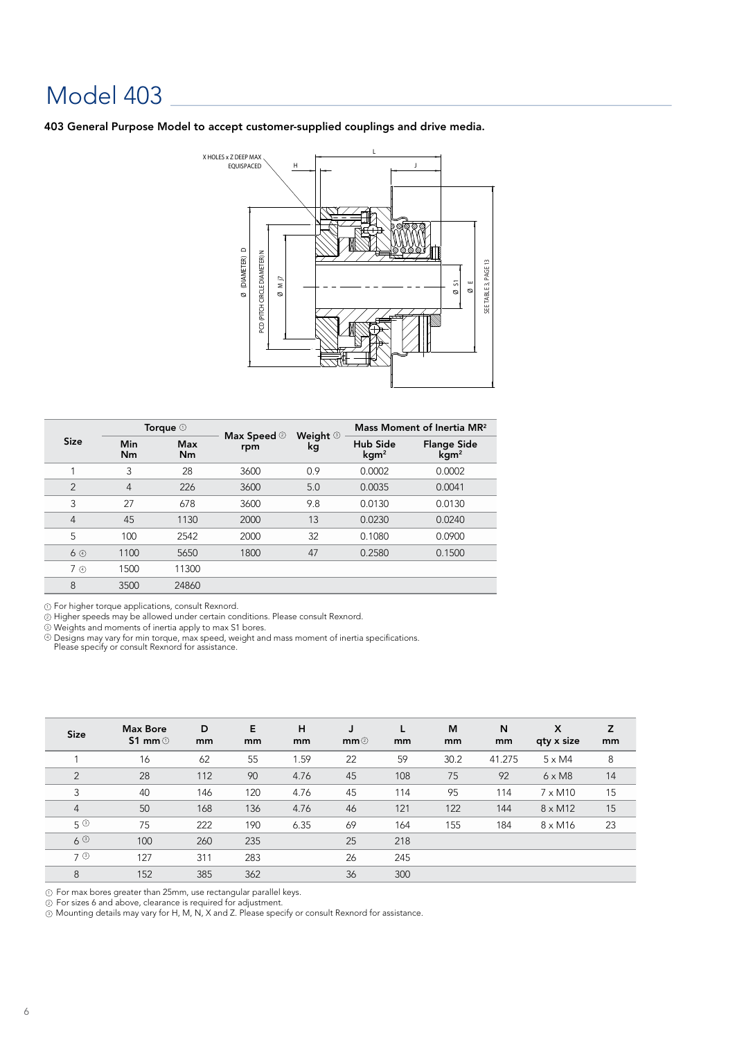# Model 403

**403 General Purpose Model to accept customer-supplied couplings and drive media.**

| Size | Torque ① | | Max Speed ② rpm | Weight ③ kg | Mass Moment of Inertia MR² | |
|---|---|---|---|---|---|---|
| | Min Nm | Max Nm | | | Hub Side kgm² | Flange Side kgm² |
| 1 | 3 | 28 | 3600 | 0.9 | 0.0002 | 0.0002 |
| 2 | 4 | 226 | 3600 | 5.0 | 0.0035 | 0.0041 |
| 3 | 27 | 678 | 3600 | 9.8 | 0.0130 | 0.0130 |
| 4 | 45 | 1130 | 2000 | 13 | 0.0230 | 0.0240 |
| 5 | 100 | 2542 | 2000 | 32 | 0.1080 | 0.0900 |
| 6 ④ | 1100 | 5650 | 1800 | 47 | 0.2580 | 0.1500 |
| 7 ④ | 1500 | 11300 | | | | |
| 8 | 3500 | 24860 | | | | |

① For higher torque applications, consult Rexnord.
② Higher speeds may be allowed under certain conditions. Please consult Rexnord.
③ Weights and moments of inertia apply to max S1 bores.
④ Designs may vary for min torque, max speed, weight and mass moment of inertia specifications. Please specify or consult Rexnord for assistance.

| Size | Max Bore S1 mm ① | D mm | E mm | H mm | J mm ② | L mm | M mm | N mm | X qty x size | Z mm |
|---|---|---|---|---|---|---|---|---|---|---|
| 1 | 16 | 62 | 55 | 1.59 | 22 | 59 | 30.2 | 41.275 | 5 x M4 | 8 |
| 2 | 28 | 112 | 90 | 4.76 | 45 | 108 | 75 | 92 | 6 x M8 | 14 |
| 3 | 40 | 146 | 120 | 4.76 | 45 | 114 | 95 | 114 | 7 x M10 | 15 |
| 4 | 50 | 168 | 136 | 4.76 | 46 | 121 | 122 | 144 | 8 x M12 | 15 |
| 5 ③ | 75 | 222 | 190 | 6.35 | 69 | 164 | 155 | 184 | 8 x M16 | 23 |
| 6 ③ | 100 | 260 | 235 | | 25 | 218 | | | | |
| 7 ③ | 127 | 311 | 283 | | 26 | 245 | | | | |
| 8 | 152 | 385 | 362 | | 36 | 300 | | | | |

① For max bores greater than 25mm, use rectangular parallel keys.
② For sizes 6 and above, clearance is required for adjustment.
③ Mounting details may vary for H, M, N, X and Z. Please specify or consult Rexnord for assistance.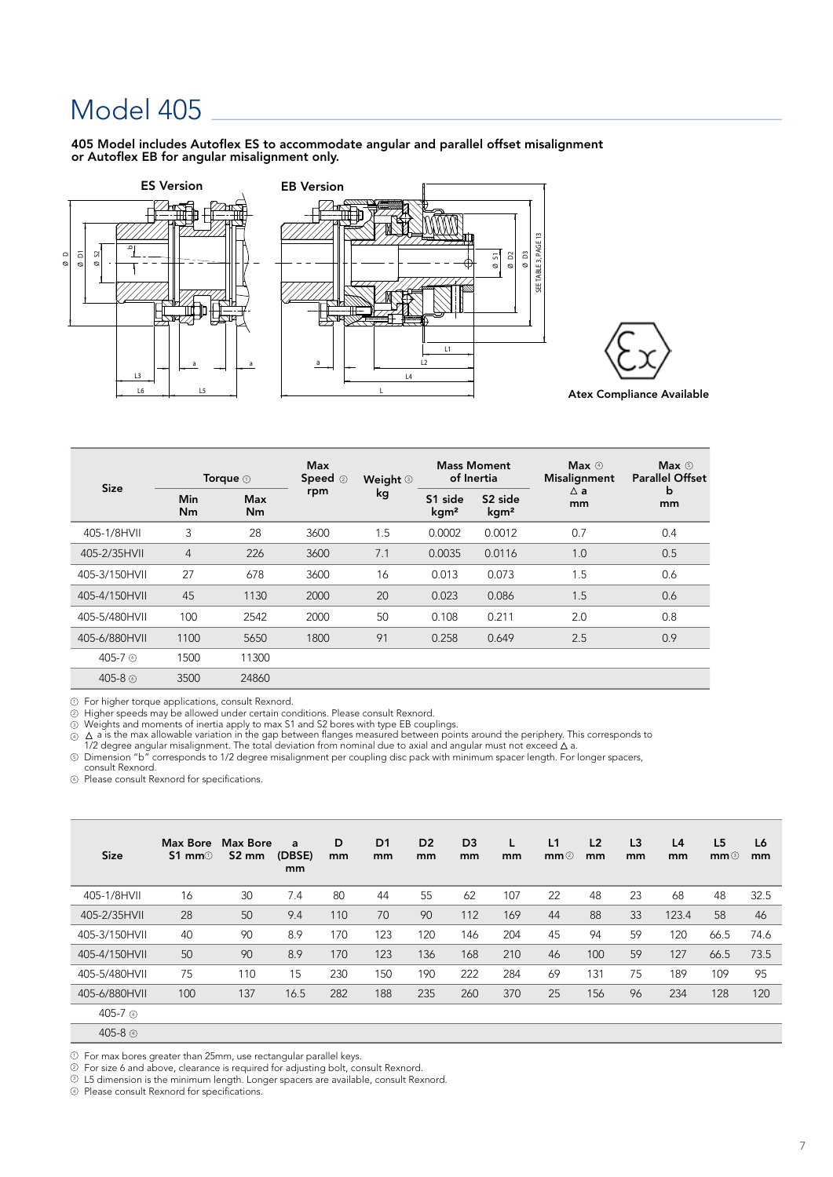# Model 405

**405 Model includes Autoflex ES to accommodate angular and parallel offset misalignment or Autoflex EB for angular misalignment only.**

**ES Version** **EB Version**

Atex Compliance Available

| Size | Torque ① | | Max Speed ② rpm | Weight ③ kg | Mass Moment of Inertia | | Max ④ Misalignment △ a mm | Max ⑤ Parallel Offset b mm |
|---|---|---|---|---|---|---|---|---|
| | Min Nm | Max Nm | | | S1 side kgm² | S2 side kgm² | | |
| 405-1/8HVII | 3 | 28 | 3600 | 1.5 | 0.0002 | 0.0012 | 0.7 | 0.4 |
| 405-2/35HVII | 4 | 226 | 3600 | 7.1 | 0.0035 | 0.0116 | 1.0 | 0.5 |
| 405-3/150HVII | 27 | 678 | 3600 | 16 | 0.013 | 0.073 | 1.5 | 0.6 |
| 405-4/150HVII | 45 | 1130 | 2000 | 20 | 0.023 | 0.086 | 1.5 | 0.6 |
| 405-5/480HVII | 100 | 2542 | 2000 | 50 | 0.108 | 0.211 | 2.0 | 0.8 |
| 405-6/880HVII | 1100 | 5650 | 1800 | 91 | 0.258 | 0.649 | 2.5 | 0.9 |
| 405-7 ⑥ | 1500 | 11300 | | | | | | |
| 405-8 ⑥ | 3500 | 24860 | | | | | | |

① For higher torque applications, consult Rexnord.
② Higher speeds may be allowed under certain conditions. Please consult Rexnord.
③ Weights and moments of inertia apply to max S1 and S2 bores with type EB couplings.
④ △ a is the max allowable variation in the gap between flanges measured between points around the periphery. This corresponds to 1/2 degree angular misalignment. The total deviation from nominal due to axial and angular must not exceed △ a.
⑤ Dimension "b" corresponds to 1/2 degree misalignment per coupling disc pack with minimum spacer length. For longer spacers, consult Rexnord.
⑥ Please consult Rexnord for specifications.

| Size | Max Bore S1 mm① | Max Bore S2 mm | a (DBSE) mm | D mm | D1 mm | D2 mm | D3 mm | L mm | L1 mm② | L2 mm | L3 mm | L4 mm | L5 mm③ | L6 mm |
|---|---|---|---|---|---|---|---|---|---|---|---|---|---|---|
| 405-1/8HVII | 16 | 30 | 7.4 | 80 | 44 | 55 | 62 | 107 | 22 | 48 | 23 | 68 | 48 | 32.5 |
| 405-2/35HVII | 28 | 50 | 9.4 | 110 | 70 | 90 | 112 | 169 | 44 | 88 | 33 | 123.4 | 58 | 46 |
| 405-3/150HVII | 40 | 90 | 8.9 | 170 | 123 | 120 | 146 | 204 | 45 | 94 | 59 | 120 | 66.5 | 74.6 |
| 405-4/150HVII | 50 | 90 | 8.9 | 170 | 123 | 136 | 168 | 210 | 46 | 100 | 59 | 127 | 66.5 | 73.5 |
| 405-5/480HVII | 75 | 110 | 15 | 230 | 150 | 190 | 222 | 284 | 69 | 131 | 75 | 189 | 109 | 95 |
| 405-6/880HVII | 100 | 137 | 16.5 | 282 | 188 | 235 | 260 | 370 | 25 | 156 | 96 | 234 | 128 | 120 |
| 405-7 ④ | | | | | | | | | | | | | | |
| 405-8 ④ | | | | | | | | | | | | | | |

① For max bores greater than 25mm, use rectangular parallel keys.
② For size 6 and above, clearance is required for adjusting bolt, consult Rexnord.
③ L5 dimension is the minimum length. Longer spacers are available, consult Rexnord.
④ Please consult Rexnord for specifications.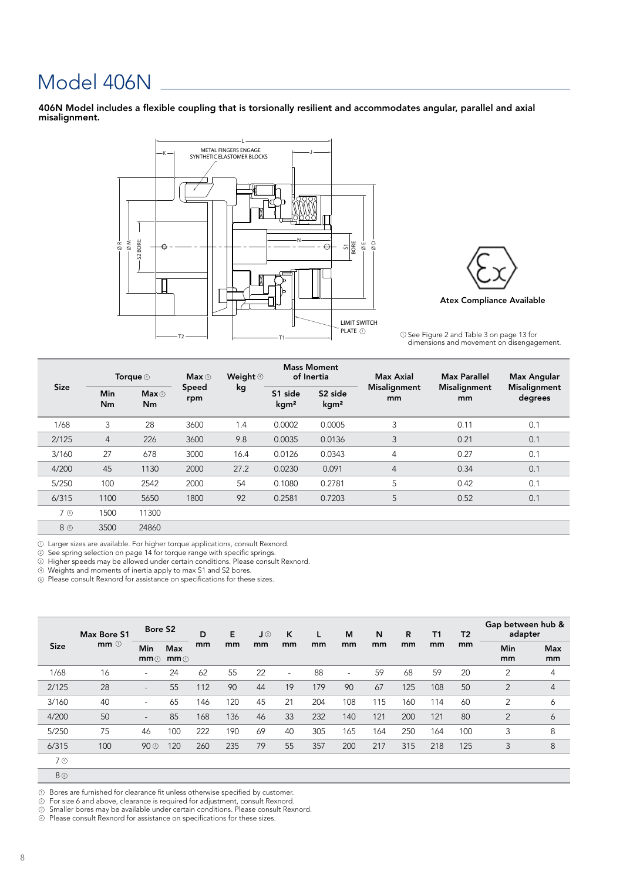# Model 406N

**406N Model includes a flexible coupling that is torsionally resilient and accommodates angular, parallel and axial misalignment.**

Atex Compliance Available

① See Figure 2 and Table 3 on page 13 for dimensions and movement on disengagement.

| Size | Torque ① | | Max ③ Speed rpm | Weight ④ kg | Mass Moment of Inertia | | Max Axial Misalignment mm | Max Parallel Misalignment mm | Max Angular Misalignment degrees |
|---|---|---|---|---|---|---|---|---|---|
| | Min Nm | Max ② Nm | | | S1 side kgm² | S2 side kgm² | | | |
| 1/68 | 3 | 28 | 3600 | 1.4 | 0.0002 | 0.0005 | 3 | 0.11 | 0.1 |
| 2/125 | 4 | 226 | 3600 | 9.8 | 0.0035 | 0.0136 | 3 | 0.21 | 0.1 |
| 3/160 | 27 | 678 | 3000 | 16.4 | 0.0126 | 0.0343 | 4 | 0.27 | 0.1 |
| 4/200 | 45 | 1130 | 2000 | 27.2 | 0.0230 | 0.091 | 4 | 0.34 | 0.1 |
| 5/250 | 100 | 2542 | 2000 | 54 | 0.1080 | 0.2781 | 5 | 0.42 | 0.1 |
| 6/315 | 1100 | 5650 | 1800 | 92 | 0.2581 | 0.7203 | 5 | 0.52 | 0.1 |
| 7 ⑤ | 1500 | 11300 | | | | | | | |
| 8 ⑤ | 3500 | 24860 | | | | | | | |

① Larger sizes are available. For higher torque applications, consult Rexnord.
② See spring selection on page 14 for torque range with specific springs.
③ Higher speeds may be allowed under certain conditions. Please consult Rexnord.
④ Weights and moments of inertia apply to max S1 and S2 bores.
⑤ Please consult Rexnord for assistance on specifications for these sizes.

| Size | Max Bore S1 mm ① | Bore S2 | | D mm | E mm | J ② mm | K mm | L mm | M mm | N mm | R mm | T1 mm | T2 mm | Gap between hub & adapter | |
|---|---|---|---|---|---|---|---|---|---|---|---|---|---|---|---|
| | | Min mm ① | Max mm ① | | | | | | | | | | | Min mm | Max mm |
| 1/68 | 16 | - | 24 | 62 | 55 | 22 | - | 88 | - | 59 | 68 | 59 | 20 | 2 | 4 |
| 2/125 | 28 | - | 55 | 112 | 90 | 44 | 19 | 179 | 90 | 67 | 125 | 108 | 50 | 2 | 4 |
| 3/160 | 40 | - | 65 | 146 | 120 | 45 | 21 | 204 | 108 | 115 | 160 | 114 | 60 | 2 | 6 |
| 4/200 | 50 | - | 85 | 168 | 136 | 46 | 33 | 232 | 140 | 121 | 200 | 121 | 80 | 2 | 6 |
| 5/250 | 75 | 46 | 100 | 222 | 190 | 69 | 40 | 305 | 165 | 164 | 250 | 164 | 100 | 3 | 8 |
| 6/315 | 100 | 90 ③ | 120 | 260 | 235 | 79 | 55 | 357 | 200 | 217 | 315 | 218 | 125 | 3 | 8 |
| 7 ④ | | | | | | | | | | | | | | | |
| 8 ④ | | | | | | | | | | | | | | | |

① Bores are furnished for clearance fit unless otherwise specified by customer.
② For size 6 and above, clearance is required for adjustment, consult Rexnord.
③ Smaller bores may be available under certain conditions. Please consult Rexnord.
④ Please consult Rexnord for assistance on specifications for these sizes.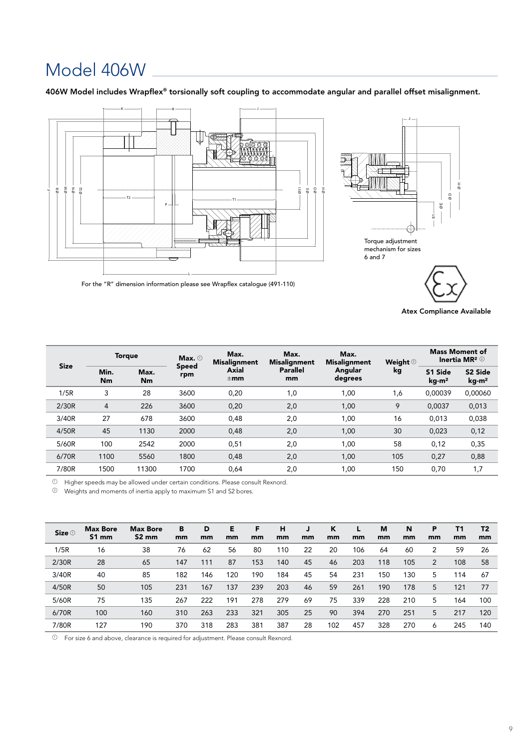# Model 406W

**406W Model includes Wrapflex® torsionally soft coupling to accommodate angular and parallel offset misalignment.**

Torque adjustment mechanism for sizes 6 and 7

For the "R" dimension information please see Wrapflex catalogue (491-110)

**Atex Compliance Available**

| Size | Torque | | Max. ① Speed rpm | Max. Misalignment Axial ±mm | Max. Misalignment Parallel mm | Max. Misalignment Angular degrees | Weight ② kg | Mass Moment of Inertia MR² ② | |
|---|---|---|---|---|---|---|---|---|---|
| | Min. Nm | Max. Nm | | | | | | S1 Side kg-m² | S2 Side kg-m² |
| 1/5R | 3 | 28 | 3600 | 0,20 | 1,0 | 1,00 | 1,6 | 0,00039 | 0,00060 |
| 2/30R | 4 | 226 | 3600 | 0,20 | 2,0 | 1,00 | 9 | 0,0037 | 0,013 |
| 3/40R | 27 | 678 | 3600 | 0,48 | 2,0 | 1,00 | 16 | 0,013 | 0,038 |
| 4/50R | 45 | 1130 | 2000 | 0,48 | 2,0 | 1,00 | 30 | 0,023 | 0,12 |
| 5/60R | 100 | 2542 | 2000 | 0,51 | 2,0 | 1,00 | 58 | 0,12 | 0,35 |
| 6/70R | 1100 | 5560 | 1800 | 0,48 | 2,0 | 1,00 | 105 | 0,27 | 0,88 |
| 7/80R | 1500 | 11300 | 1700 | 0,64 | 2,0 | 1,00 | 150 | 0,70 | 1,7 |

① Higher speeds may be allowed under certain conditions. Please consult Rexnord.
② Weights and moments of inertia apply to maximum S1 and S2 bores.

| Size ① | Max Bore S1 mm | Max Bore S2 mm | B mm | D mm | E mm | F mm | H mm | J mm | K mm | L mm | M mm | N mm | P mm | T1 mm | T2 mm |
|---|---|---|---|---|---|---|---|---|---|---|---|---|---|---|---|
| 1/5R | 16 | 38 | 76 | 62 | 56 | 80 | 110 | 22 | 20 | 106 | 64 | 60 | 2 | 59 | 26 |
| 2/30R | 28 | 65 | 147 | 111 | 87 | 153 | 140 | 45 | 46 | 203 | 118 | 105 | 2 | 108 | 58 |
| 3/40R | 40 | 85 | 182 | 146 | 120 | 190 | 184 | 45 | 54 | 231 | 150 | 130 | 5 | 114 | 67 |
| 4/50R | 50 | 105 | 231 | 167 | 137 | 239 | 203 | 46 | 59 | 261 | 190 | 178 | 5 | 121 | 77 |
| 5/60R | 75 | 135 | 267 | 222 | 191 | 278 | 279 | 69 | 75 | 339 | 228 | 210 | 5 | 164 | 100 |
| 6/70R | 100 | 160 | 310 | 263 | 233 | 321 | 305 | 25 | 90 | 394 | 270 | 251 | 5 | 217 | 120 |
| 7/80R | 127 | 190 | 370 | 318 | 283 | 381 | 387 | 28 | 102 | 457 | 328 | 270 | 6 | 245 | 140 |

① For size 6 and above, clearance is required for adjustment. Please consult Rexnord.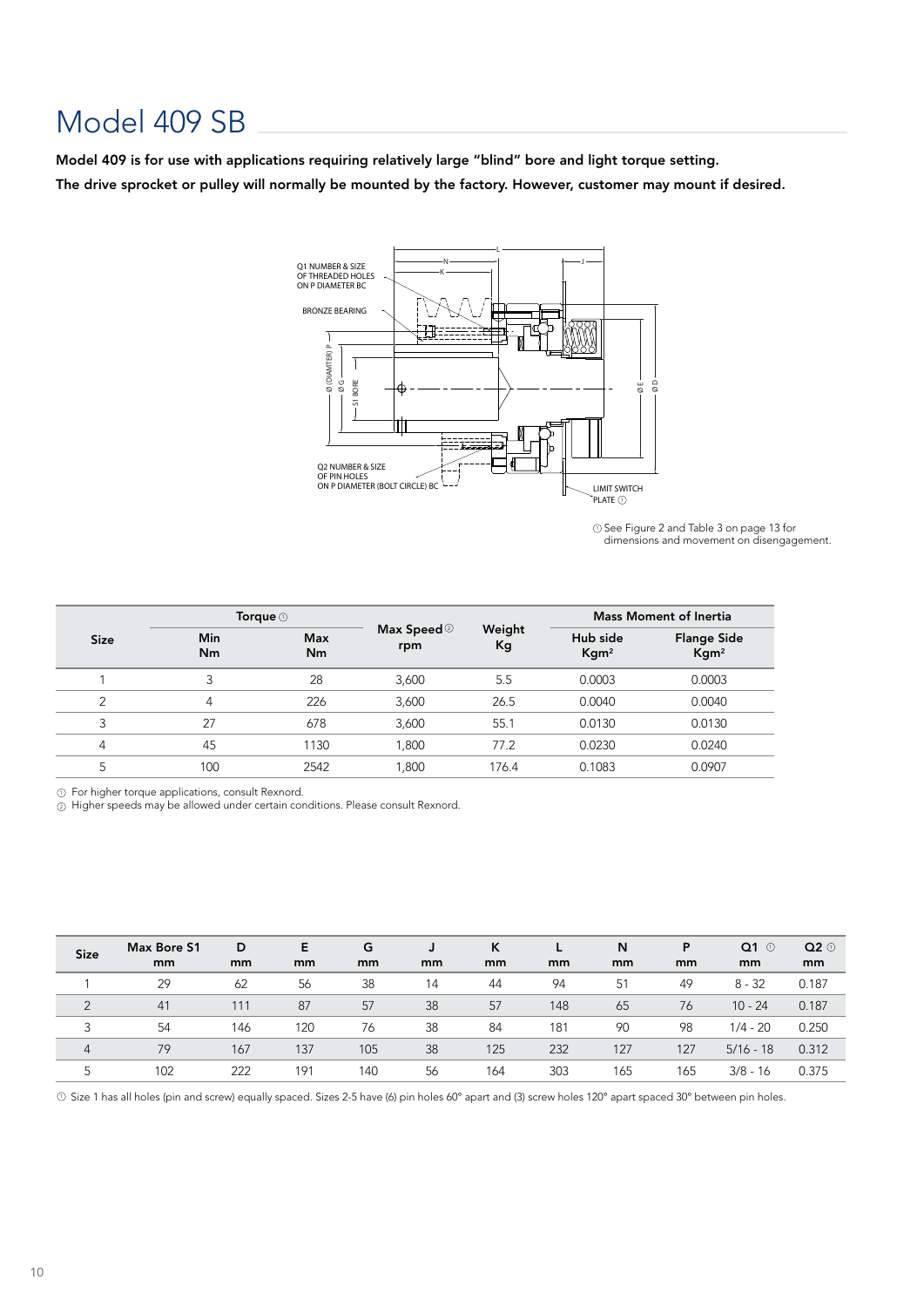# Model 409 SB

**Model 409 is for use with applications requiring relatively large "blind" bore and light torque setting.**
**The drive sprocket or pulley will normally be mounted by the factory. However, customer may mount if desired.**

Q1 NUMBER & SIZE OF THREADED HOLES ON P DIAMETER BC

BRONZE BEARING

Q2 NUMBER & SIZE OF PIN HOLES ON P DIAMETER (BOLT CIRCLE) BC

LIMIT SWITCH PLATE ①

① See Figure 2 and Table 3 on page 13 for dimensions and movement on disengagement.

| Size | Torque ① | | Max Speed ② rpm | Weight Kg | Mass Moment of Inertia | |
|---|---|---|---|---|---|---|
| | Min Nm | Max Nm | | | Hub side $Kgm^2$ | Flange Side $Kgm^2$ |
| 1 | 3 | 28 | 3,600 | 5.5 | 0.0003 | 0.0003 |
| 2 | 4 | 226 | 3,600 | 26.5 | 0.0040 | 0.0040 |
| 3 | 27 | 678 | 3,600 | 55.1 | 0.0130 | 0.0130 |
| 4 | 45 | 1130 | 1,800 | 77.2 | 0.0230 | 0.0240 |
| 5 | 100 | 2542 | 1,800 | 176.4 | 0.1083 | 0.0907 |

① For higher torque applications, consult Rexnord.
② Higher speeds may be allowed under certain conditions. Please consult Rexnord.

| Size | Max Bore S1 mm | D mm | E mm | G mm | J mm | K mm | L mm | N mm | P mm | Q1 ① mm | Q2 ① mm |
|---|---|---|---|---|---|---|---|---|---|---|---|
| 1 | 29 | 62 | 56 | 38 | 14 | 44 | 94 | 51 | 49 | 8 - 32 | 0.187 |
| 2 | 41 | 111 | 87 | 57 | 38 | 57 | 148 | 65 | 76 | 10 - 24 | 0.187 |
| 3 | 54 | 146 | 120 | 76 | 38 | 84 | 181 | 90 | 98 | 1/4 - 20 | 0.250 |
| 4 | 79 | 167 | 137 | 105 | 38 | 125 | 232 | 127 | 127 | 5/16 - 18 | 0.312 |
| 5 | 102 | 222 | 191 | 140 | 56 | 164 | 303 | 165 | 165 | 3/8 - 16 | 0.375 |

① Size 1 has all holes (pin and screw) equally spaced. Sizes 2-5 have (6) pin holes 60° apart and (3) screw holes 120° apart spaced 30° between pin holes.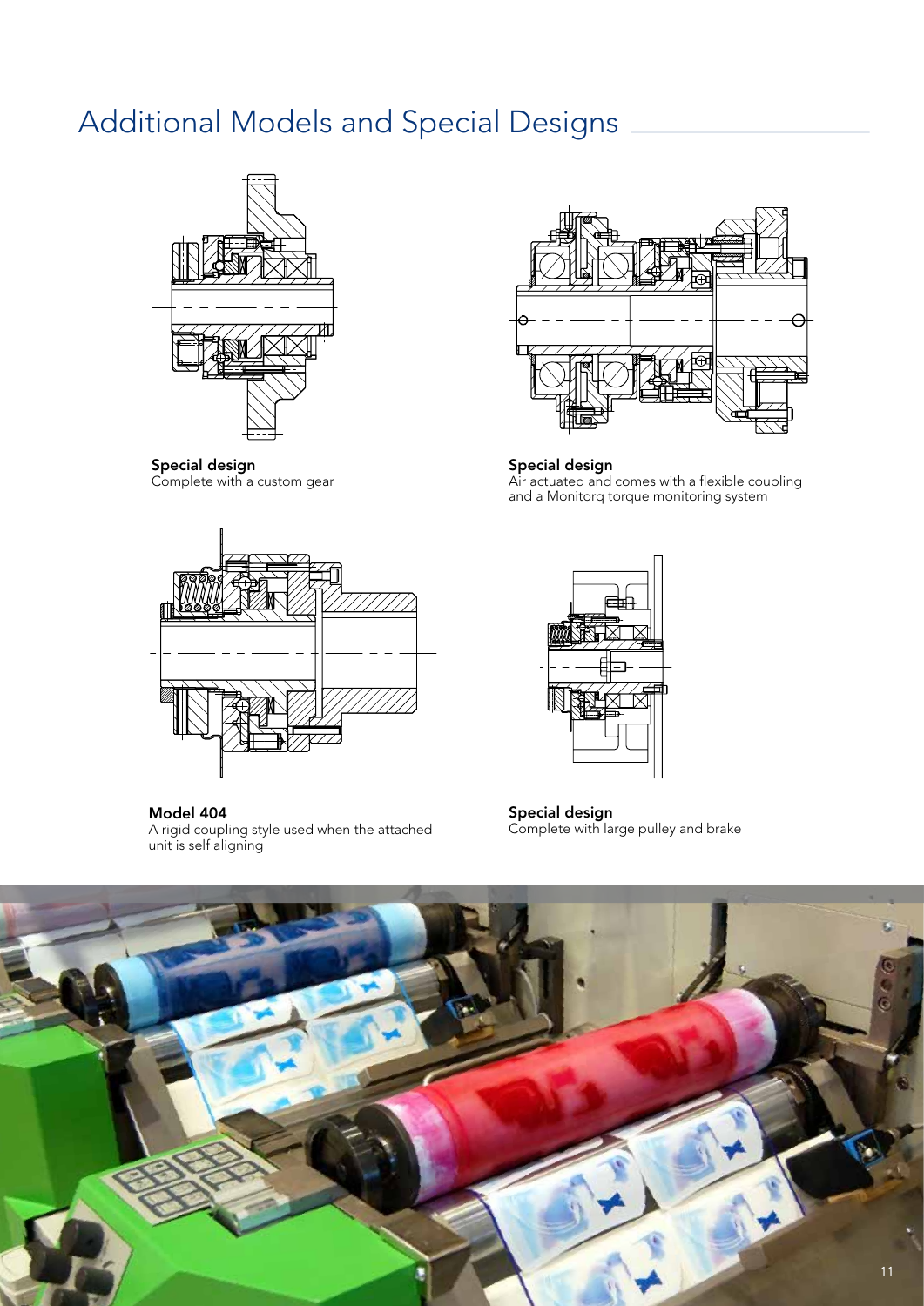# Additional Models and Special Designs

**Special design**
Complete with a custom gear

**Special design**
Air actuated and comes with a flexible coupling and a Monitorq torque monitoring system

**Model 404**
A rigid coupling style used when the attached unit is self aligning

**Special design**
Complete with large pulley and brake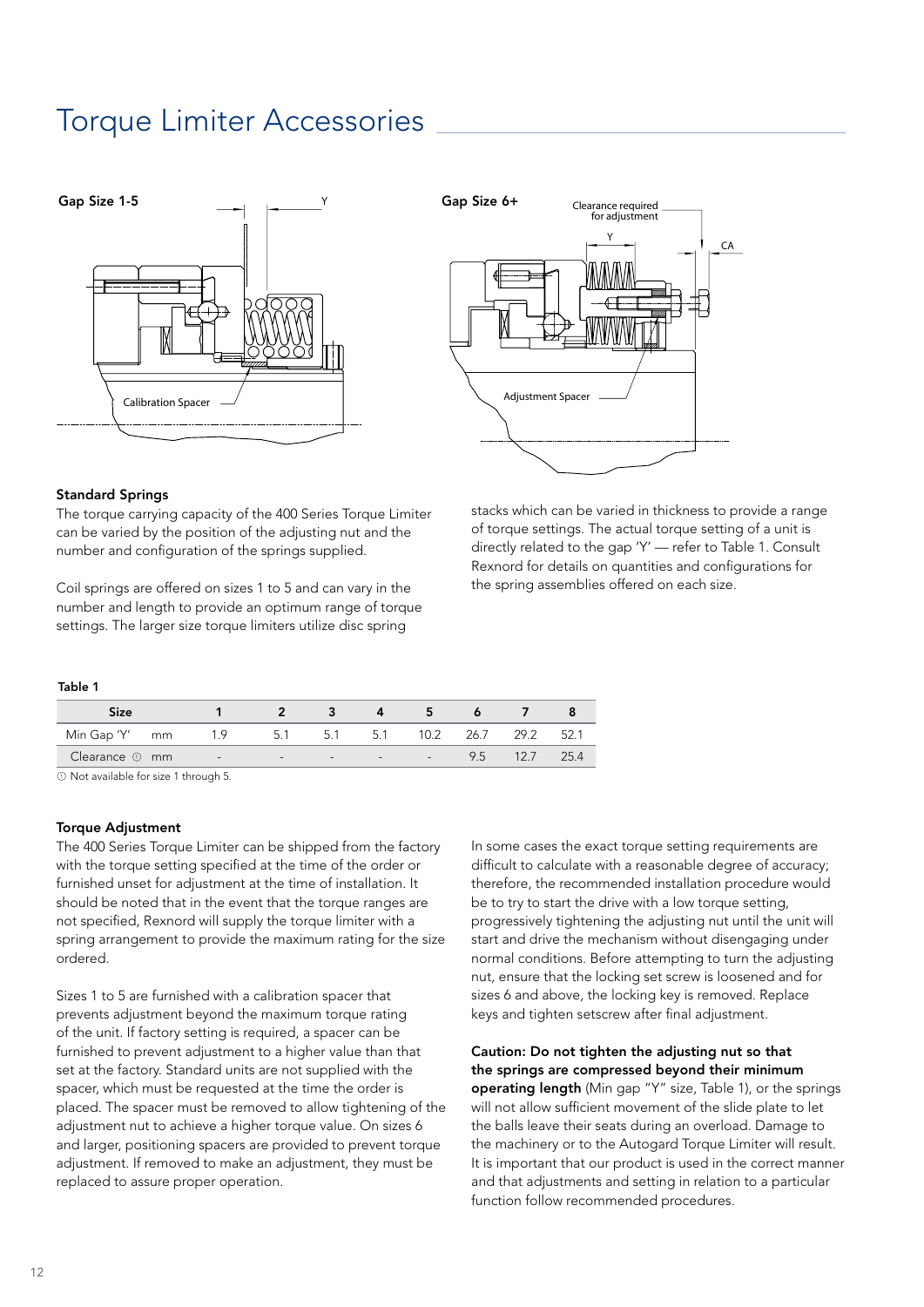# Torque Limiter Accessories

Gap Size 1-5

Y

Calibration Spacer

Gap Size 6+

Clearance required for adjustment

Y

CA

Adjustment Spacer

### Standard Springs

The torque carrying capacity of the 400 Series Torque Limiter can be varied by the position of the adjusting nut and the number and configuration of the springs supplied.

Coil springs are offered on sizes 1 to 5 and can vary in the number and length to provide an optimum range of torque settings. The larger size torque limiters utilize disc spring stacks which can be varied in thickness to provide a range of torque settings. The actual torque setting of a unit is directly related to the gap 'Y' — refer to Table 1. Consult Rexnord for details on quantities and configurations for the spring assemblies offered on each size.

Table 1

| Size | | 1 | 2 | 3 | 4 | 5 | 6 | 7 | 8 |
|---|---|---|---|---|---|---|---|---|---|
| Min Gap 'Y' | mm | 1.9 | 5.1 | 5.1 | 5.1 | 10.2 | 26.7 | 29.2 | 52.1 |
| Clearance ① | mm | - | - | - | - | - | 9.5 | 12.7 | 25.4 |

① Not available for size 1 through 5.

### Torque Adjustment

The 400 Series Torque Limiter can be shipped from the factory with the torque setting specified at the time of the order or furnished unset for adjustment at the time of installation. It should be noted that in the event that the torque ranges are not specified, Rexnord will supply the torque limiter with a spring arrangement to provide the maximum rating for the size ordered.

Sizes 1 to 5 are furnished with a calibration spacer that prevents adjustment beyond the maximum torque rating of the unit. If factory setting is required, a spacer can be furnished to prevent adjustment to a higher value than that set at the factory. Standard units are not supplied with the spacer, which must be requested at the time the order is placed. The spacer must be removed to allow tightening of the adjustment nut to achieve a higher torque value. On sizes 6 and larger, positioning spacers are provided to prevent torque adjustment. If removed to make an adjustment, they must be replaced to assure proper operation.

In some cases the exact torque setting requirements are difficult to calculate with a reasonable degree of accuracy; therefore, the recommended installation procedure would be to try to start the drive with a low torque setting, progressively tightening the adjusting nut until the unit will start and drive the mechanism without disengaging under normal conditions. Before attempting to turn the adjusting nut, ensure that the locking set screw is loosened and for sizes 6 and above, the locking key is removed. Replace keys and tighten setscrew after final adjustment.

**Caution: Do not tighten the adjusting nut so that the springs are compressed beyond their minimum operating length** (Min gap "Y" size, Table 1), or the springs will not allow sufficient movement of the slide plate to let the balls leave their seats during an overload. Damage to the machinery or to the Autogard Torque Limiter will result. It is important that our product is used in the correct manner and that adjustments and setting in relation to a particular function follow recommended procedures.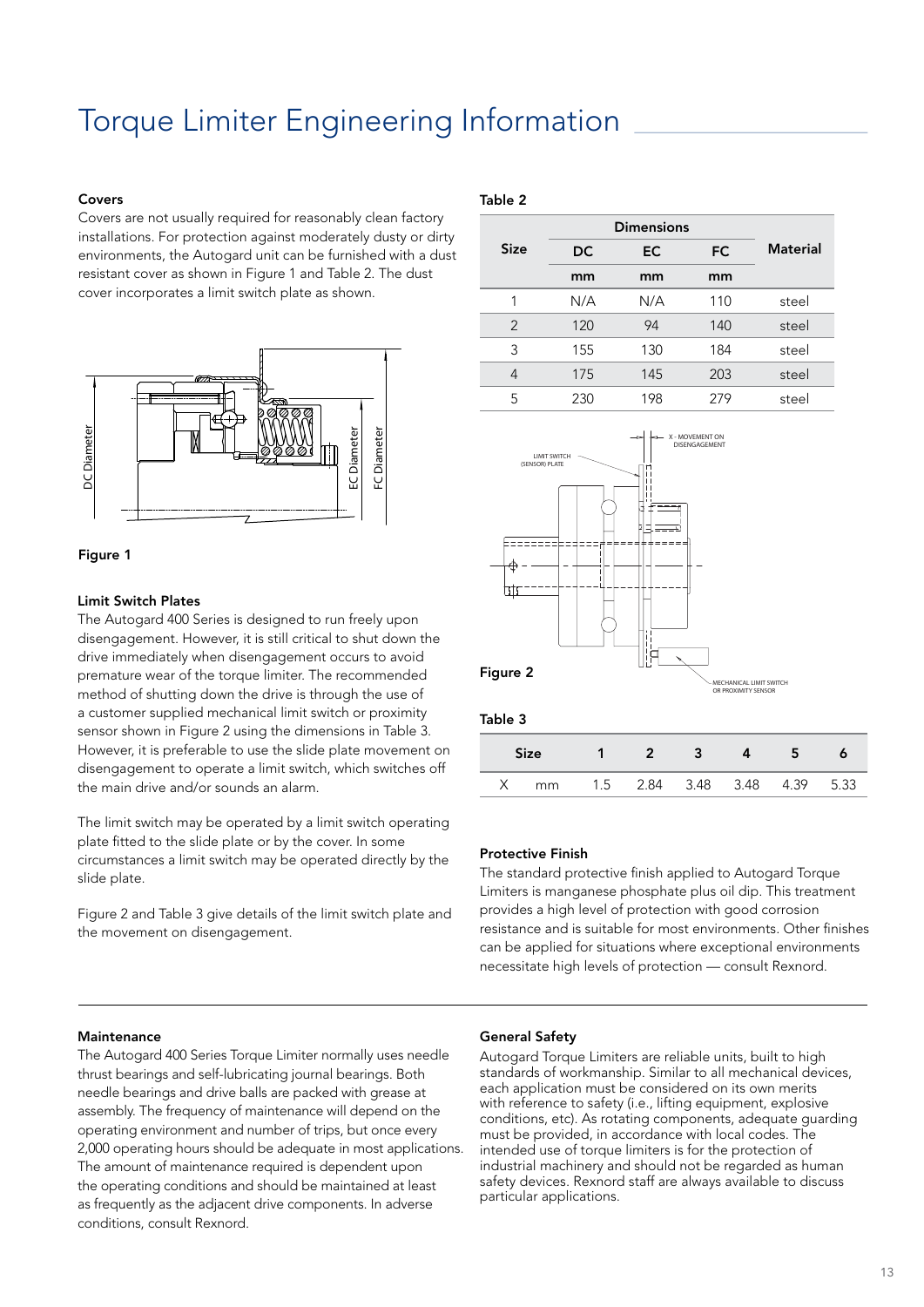# Torque Limiter Engineering Information

### Covers

Covers are not usually required for reasonably clean factory installations. For protection against moderately dusty or dirty environments, the Autogard unit can be furnished with a dust resistant cover as shown in Figure 1 and Table 2. The dust cover incorporates a limit switch plate as shown.

Figure 1

### Limit Switch Plates

The Autogard 400 Series is designed to run freely upon disengagement. However, it is still critical to shut down the drive immediately when disengagement occurs to avoid premature wear of the torque limiter. The recommended method of shutting down the drive is through the use of a customer supplied mechanical limit switch or proximity sensor shown in Figure 2 using the dimensions in Table 3. However, it is preferable to use the slide plate movement on disengagement to operate a limit switch, which switches off the main drive and/or sounds an alarm.

The limit switch may be operated by a limit switch operating plate fitted to the slide plate or by the cover. In some circumstances a limit switch may be operated directly by the slide plate.

Figure 2 and Table 3 give details of the limit switch plate and the movement on disengagement.

**Table 2**

| Size | Dimensions | | | Material |
|---|---|---|---|---|
| | DC | EC | FC | |
| | mm | mm | mm | |
| 1 | N/A | N/A | 110 | steel |
| 2 | 120 | 94 | 140 | steel |
| 3 | 155 | 130 | 184 | steel |
| 4 | 175 | 145 | 203 | steel |
| 5 | 230 | 198 | 279 | steel |

Figure 2

**Table 3**

| Size | | 1 | 2 | 3 | 4 | 5 | 6 |
|---|---|---|---|---|---|---|---|
| X | mm | 1.5 | 2.84 | 3.48 | 3.48 | 4.39 | 5.33 |

### Protective Finish

The standard protective finish applied to Autogard Torque Limiters is manganese phosphate plus oil dip. This treatment provides a high level of protection with good corrosion resistance and is suitable for most environments. Other finishes can be applied for situations where exceptional environments necessitate high levels of protection — consult Rexnord.

### Maintenance

The Autogard 400 Series Torque Limiter normally uses needle thrust bearings and self-lubricating journal bearings. Both needle bearings and drive balls are packed with grease at assembly. The frequency of maintenance will depend on the operating environment and number of trips, but once every 2,000 operating hours should be adequate in most applications. The amount of maintenance required is dependent upon the operating conditions and should be maintained at least as frequently as the adjacent drive components. In adverse conditions, consult Rexnord.

### General Safety

Autogard Torque Limiters are reliable units, built to high standards of workmanship. Similar to all mechanical devices, each application must be considered on its own merits with reference to safety (i.e., lifting equipment, explosive conditions, etc). As rotating components, adequate guarding must be provided, in accordance with local codes. The intended use of torque limiters is for the protection of industrial machinery and should not be regarded as human safety devices. Rexnord staff are always available to discuss particular applications.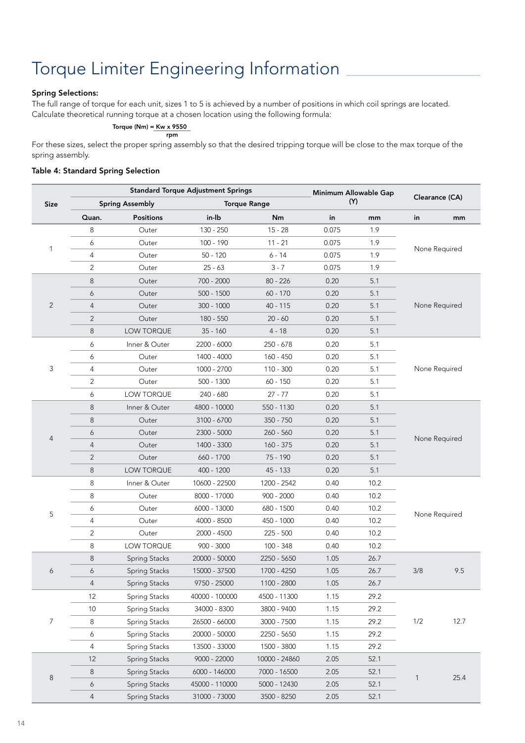# Torque Limiter Engineering Information

**Spring Selections:**

The full range of torque for each unit, sizes 1 to 5 is achieved by a number of positions in which coil springs are located. Calculate theoretical running torque at a chosen location using the following formula:

$$\text{Torque (Nm)} = \frac{\text{Kw} \times 9550}{\text{rpm}}$$

For these sizes, select the proper spring assembly so that the desired tripping torque will be close to the max torque of the spring assembly.

**Table 4: Standard Spring Selection**

| Size | Standard Torque Adjustment Springs | | | | Minimum Allowable Gap (Y) | | Clearance (CA) | |
|---|---|---|---|---|---|---|---|---|
| | Spring Assembly | | Torque Range | | | | | |
| | Quan. | Positions | in-lb | Nm | in | mm | in | mm |
| 1 | 8 | Outer | 130 - 250 | 15 - 28 | 0.075 | 1.9 | None Required | |
| | 6 | Outer | 100 - 190 | 11 - 21 | 0.075 | 1.9 | | |
| | 4 | Outer | 50 - 120 | 6 - 14 | 0.075 | 1.9 | | |
| | 2 | Outer | 25 - 63 | 3 - 7 | 0.075 | 1.9 | | |
| 2 | 8 | Outer | 700 - 2000 | 80 - 226 | 0.20 | 5.1 | None Required | |
| | 6 | Outer | 500 - 1500 | 60 - 170 | 0.20 | 5.1 | | |
| | 4 | Outer | 300 - 1000 | 40 - 115 | 0.20 | 5.1 | | |
| | 2 | Outer | 180 - 550 | 20 - 60 | 0.20 | 5.1 | | |
| | 8 | LOW TORQUE | 35 - 160 | 4 - 18 | 0.20 | 5.1 | | |
| 3 | 6 | Inner & Outer | 2200 - 6000 | 250 - 678 | 0.20 | 5.1 | None Required | |
| | 6 | Outer | 1400 - 4000 | 160 - 450 | 0.20 | 5.1 | | |
| | 4 | Outer | 1000 - 2700 | 110 - 300 | 0.20 | 5.1 | | |
| | 2 | Outer | 500 - 1300 | 60 - 150 | 0.20 | 5.1 | | |
| | 6 | LOW TORQUE | 240 - 680 | 27 - 77 | 0.20 | 5.1 | | |
| 4 | 8 | Inner & Outer | 4800 - 10000 | 550 - 1130 | 0.20 | 5.1 | None Required | |
| | 8 | Outer | 3100 - 6700 | 350 - 750 | 0.20 | 5.1 | | |
| | 6 | Outer | 2300 - 5000 | 260 - 560 | 0.20 | 5.1 | | |
| | 4 | Outer | 1400 - 3300 | 160 - 375 | 0.20 | 5.1 | | |
| | 2 | Outer | 660 - 1700 | 75 - 190 | 0.20 | 5.1 | | |
| | 8 | LOW TORQUE | 400 - 1200 | 45 - 133 | 0.20 | 5.1 | | |
| 5 | 8 | Inner & Outer | 10600 - 22500 | 1200 - 2542 | 0.40 | 10.2 | None Required | |
| | 8 | Outer | 8000 - 17000 | 900 - 2000 | 0.40 | 10.2 | | |
| | 6 | Outer | 6000 - 13000 | 680 - 1500 | 0.40 | 10.2 | | |
| | 4 | Outer | 4000 - 8500 | 450 - 1000 | 0.40 | 10.2 | | |
| | 2 | Outer | 2000 - 4500 | 225 - 500 | 0.40 | 10.2 | | |
| | 8 | LOW TORQUE | 900 - 3000 | 100 - 348 | 0.40 | 10.2 | | |
| 6 | 8 | Spring Stacks | 20000 - 50000 | 2250 - 5650 | 1.05 | 26.7 | 3/8 | 9.5 |
| | 6 | Spring Stacks | 15000 - 37500 | 1700 - 4250 | 1.05 | 26.7 | | |
| | 4 | Spring Stacks | 9750 - 25000 | 1100 - 2800 | 1.05 | 26.7 | | |
| 7 | 12 | Spring Stacks | 40000 - 100000 | 4500 - 11300 | 1.15 | 29.2 | 1/2 | 12.7 |
| | 10 | Spring Stacks | 34000 - 8300 | 3800 - 9400 | 1.15 | 29.2 | | |
| | 8 | Spring Stacks | 26500 - 66000 | 3000 - 7500 | 1.15 | 29.2 | | |
| | 6 | Spring Stacks | 20000 - 50000 | 2250 - 5650 | 1.15 | 29.2 | | |
| | 4 | Spring Stacks | 13500 - 33000 | 1500 - 3800 | 1.15 | 29.2 | | |
| 8 | 12 | Spring Stacks | 9000 - 22000 | 10000 - 24860 | 2.05 | 52.1 | 1 | 25.4 |
| | 8 | Spring Stacks | 6000 - 146000 | 7000 - 16500 | 2.05 | 52.1 | | |
| | 6 | Spring Stacks | 45000 - 110000 | 5000 - 12430 | 2.05 | 52.1 | | |
| | 4 | Spring Stacks | 31000 - 73000 | 3500 - 8250 | 2.05 | 52.1 | | |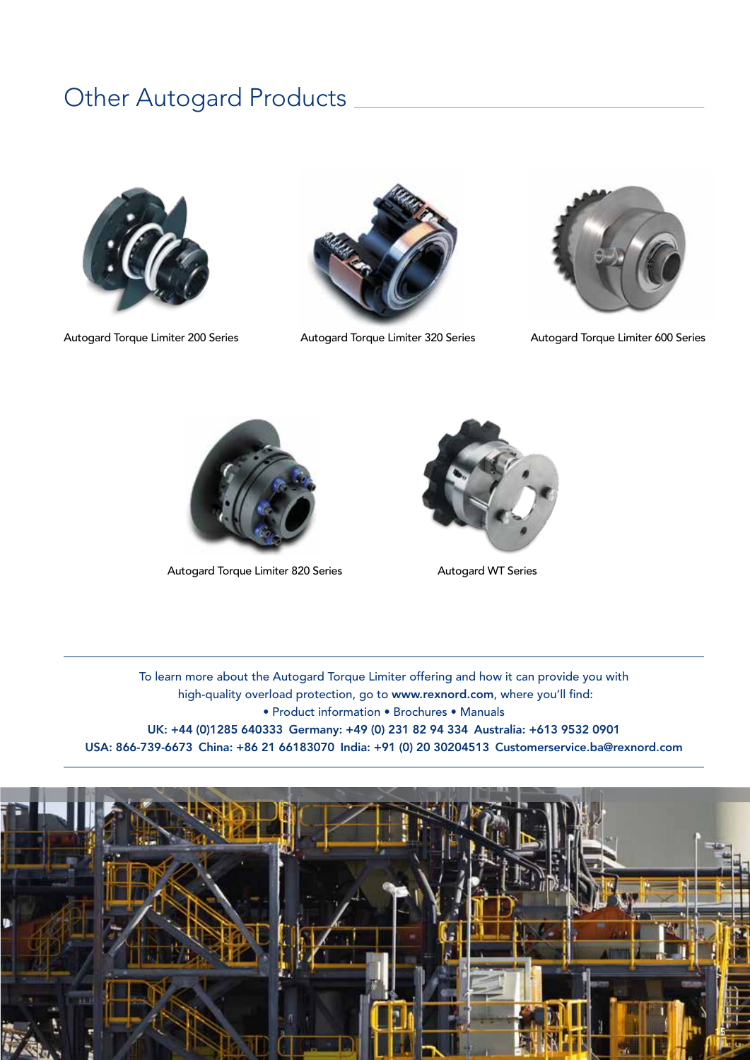# Other Autogard Products

Autogard Torque Limiter 200 Series

Autogard Torque Limiter 320 Series

Autogard Torque Limiter 600 Series

Autogard Torque Limiter 820 Series

Autogard WT Series

To learn more about the Autogard Torque Limiter offering and how it can provide you with high-quality overload protection, go to **www.rexnord.com**, where you'll find:

• Product information • Brochures • Manuals

**UK: +44 (0)1285 640333 Germany: +49 (0) 231 82 94 334 Australia: +613 9532 0901**
**USA: 866-739-6673 China: +86 21 66183070 India: +91 (0) 20 30204513 Customerservice.ba@rexnord.com**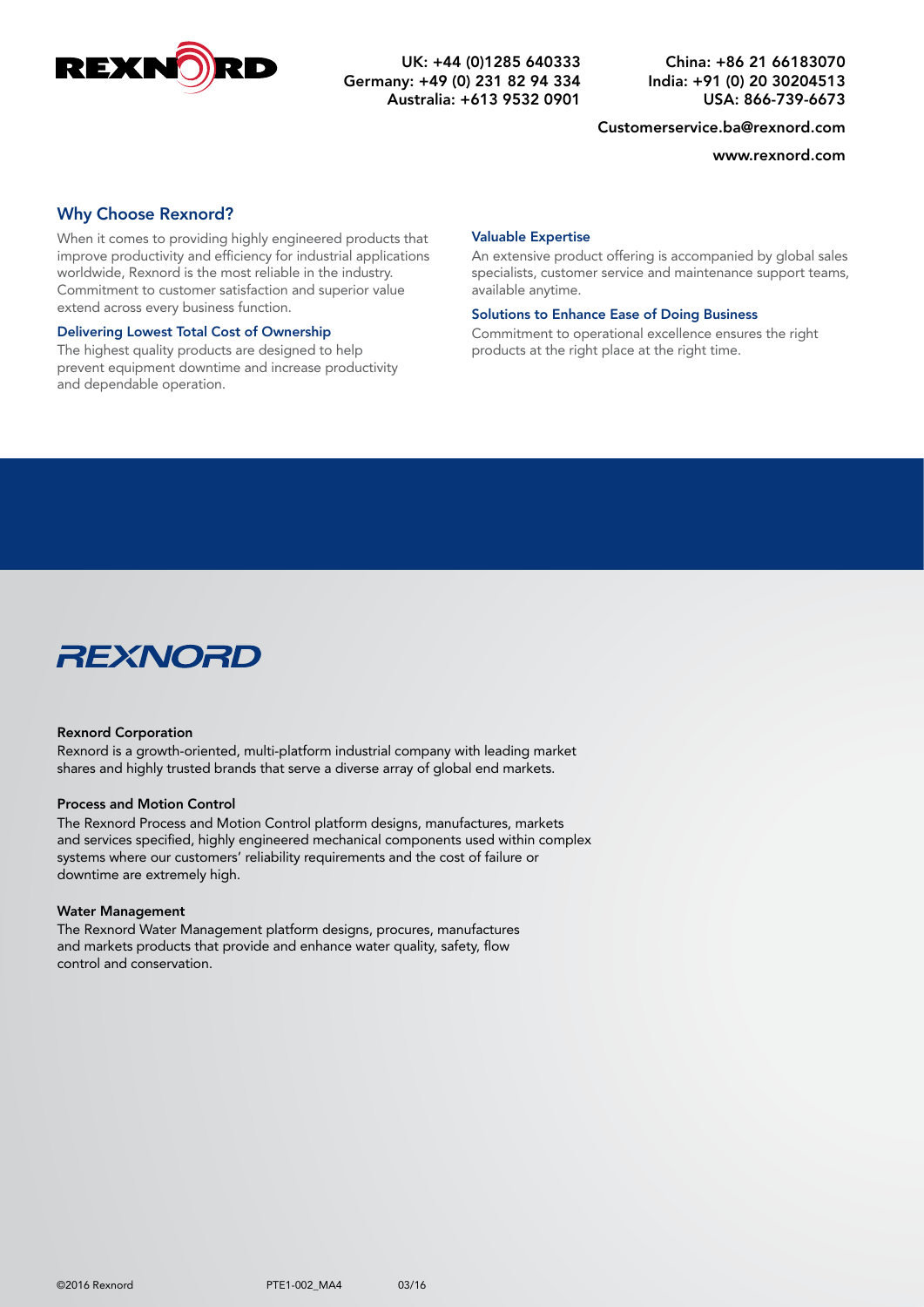UK: +44 (0)1285 640333
Germany: +49 (0) 231 82 94 334
Australia: +613 9532 0901

China: +86 21 66183070
India: +91 (0) 20 30204513
USA: 866-739-6673

Customerservice.ba@rexnord.com

www.rexnord.com

## Why Choose Rexnord?

When it comes to providing highly engineered products that improve productivity and efficiency for industrial applications worldwide, Rexnord is the most reliable in the industry. Commitment to customer satisfaction and superior value extend across every business function.

### Delivering Lowest Total Cost of Ownership

The highest quality products are designed to help prevent equipment downtime and increase productivity and dependable operation.

### Valuable Expertise

An extensive product offering is accompanied by global sales specialists, customer service and maintenance support teams, available anytime.

### Solutions to Enhance Ease of Doing Business

Commitment to operational excellence ensures the right products at the right place at the right time.

REXNORD

**Rexnord Corporation**

Rexnord is a growth-oriented, multi-platform industrial company with leading market shares and highly trusted brands that serve a diverse array of global end markets.

**Process and Motion Control**

The Rexnord Process and Motion Control platform designs, manufactures, markets and services specified, highly engineered mechanical components used within complex systems where our customers' reliability requirements and the cost of failure or downtime are extremely high.

**Water Management**

The Rexnord Water Management platform designs, procures, manufactures and markets products that provide and enhance water quality, safety, flow control and conservation.

©2016 Rexnord PTE1-002_MA4 03/16